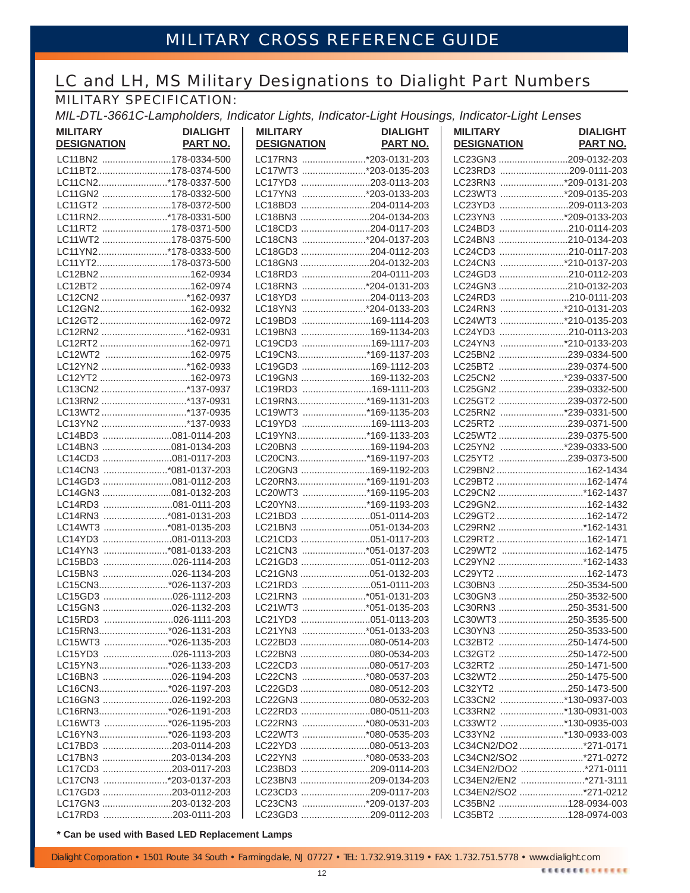# MILITARY CROSS REFERENCE GUIDE

## LC and LH, MS Military Designations to Dialight Part Numbers

### MILITARY SPECIFICATION:

*MIL-DTL-3661C-Lampholders, Indicator Lights, Indicator-Light Housings, Indicator-Light Lenses*

| MILITARY DESIGNATION | DIALIGHT PART NO. |
|---|---|
| LC11BN2 | 178-0334-500 |
| LC11BT2 | 178-0374-500 |
| LC11CN2 | *178-0337-500 |
| LC11GN2 | 178-0332-500 |
| LC11GT2 | 178-0372-500 |
| LC11RN2 | *178-0331-500 |
| LC11RT2 | 178-0371-500 |
| LC11WT2 | 178-0375-500 |
| LC11YN2 | *178-0333-500 |
| LC11YT2 | 178-0373-500 |
| LC12BN2 | 162-0934 |
| LC12BT2 | 162-0974 |
| LC12CN2 | *162-0937 |
| LC12GN2 | 162-0932 |
| LC12GT2 | 162-0972 |
| LC12RN2 | *162-0931 |
| LC12RT2 | 162-0971 |
| LC12WT2 | 162-0975 |
| LC12YN2 | *162-0933 |
| LC12YT2 | 162-0973 |
| LC13CN2 | *137-0937 |
| LC13RN2 | *137-0931 |
| LC13WT2 | *137-0935 |
| LC13YN2 | *137-0933 |
| LC14BD3 | 081-0114-203 |
| LC14BN3 | 081-0134-203 |
| LC14CD3 | 081-0117-203 |
| LC14CN3 | *081-0137-203 |
| LC14GD3 | 081-0112-203 |
| LC14GN3 | 081-0132-203 |
| LC14RD3 | 081-0111-203 |
| LC14RN3 | *081-0131-203 |
| LC14WT3 | *081-0135-203 |
| LC14YD3 | 081-0113-203 |
| LC14YN3 | *081-0133-203 |
| LC15BD3 | 026-1114-203 |
| LC15BN3 | 026-1134-203 |
| LC15CN3 | *026-1137-203 |
| LC15GD3 | 026-1112-203 |
| LC15GN3 | 026-1132-203 |
| LC15RD3 | 026-1111-203 |
| LC15RN3 | *026-1131-203 |
| LC15WT3 | *026-1135-203 |
| LC15YD3 | 026-1113-203 |
| LC15YN3 | *026-1133-203 |
| LC16BN3 | 026-1194-203 |
| LC16CN3 | *026-1197-203 |
| LC16GN3 | 026-1192-203 |
| LC16RN3 | *026-1191-203 |
| LC16WT3 | *026-1195-203 |
| LC16YN3 | *026-1193-203 |
| LC17BD3 | 203-0114-203 |
| LC17BN3 | 203-0134-203 |
| LC17CD3 | 203-0117-203 |
| LC17CN3 | *203-0137-203 |
| LC17GD3 | 203-0112-203 |
| LC17GN3 | 203-0132-203 |
| LC17RD3 | 203-0111-203 |
| LC17RN3 | *203-0131-203 |
| LC17WT3 | *203-0135-203 |
| LC17YD3 | 203-0113-203 |
| LC17YN3 | *203-0133-203 |
| LC18BD3 | 204-0114-203 |
| LC18BN3 | 204-0134-203 |
| LC18CD3 | 204-0117-203 |
| LC18CN3 | *204-0137-203 |
| LC18GD3 | 204-0112-203 |
| LC18GN3 | 204-0132-203 |
| LC18RD3 | 204-0111-203 |
| LC18RN3 | *204-0131-203 |
| LC18YD3 | 204-0113-203 |
| LC18YN3 | *204-0133-203 |
| LC19BD3 | 169-1114-203 |
| LC19BN3 | 169-1134-203 |
| LC19CD3 | 169-1117-203 |
| LC19CN3 | *169-1137-203 |
| LC19GD3 | 169-1112-203 |
| LC19GN3 | 169-1132-203 |
| LC19RD3 | 169-1111-203 |
| LC19RN3 | *169-1131-203 |
| LC19WT3 | *169-1135-203 |
| LC19YD3 | 169-1113-203 |
| LC19YN3 | *169-1133-203 |
| LC20BN3 | 169-1194-203 |
| LC20CN3 | *169-1197-203 |
| LC20GN3 | 169-1192-203 |
| LC20RN3 | *169-1191-203 |
| LC20WT3 | *169-1195-203 |
| LC20YN3 | *169-1193-203 |
| LC21BD3 | 051-0114-203 |
| LC21BN3 | 051-0134-203 |
| LC21CD3 | 051-0117-203 |
| LC21CN3 | *051-0137-203 |
| LC21GD3 | 051-0112-203 |
| LC21GN3 | 051-0132-203 |
| LC21RD3 | 051-0111-203 |
| LC21RN3 | *051-0131-203 |
| LC21WT3 | *051-0135-203 |
| LC21YD3 | 051-0113-203 |
| LC21YN3 | *051-0133-203 |
| LC22BD3 | 080-0514-203 |
| LC22BN3 | 080-0534-203 |
| LC22CD3 | 080-0517-203 |
| LC22CN3 | *080-0537-203 |
| LC22GD3 | 080-0512-203 |
| LC22GN3 | 080-0532-203 |
| LC22RD3 | 080-0511-203 |
| LC22RN3 | *080-0531-203 |
| LC22WT3 | *080-0535-203 |
| LC22YD3 | 080-0513-203 |
| LC22YN3 | *080-0533-203 |
| LC23BD3 | 209-0114-203 |
| LC23BN3 | 209-0134-203 |
| LC23CD3 | 209-0117-203 |
| LC23CN3 | *209-0137-203 |
| LC23GD3 | 209-0112-203 |
| LC23GN3 | 209-0132-203 |
| LC23RD3 | 209-0111-203 |
| LC23RN3 | *209-0131-203 |
| LC23WT3 | *209-0135-203 |
| LC23YD3 | 209-0113-203 |
| LC23YN3 | *209-0133-203 |
| LC24BD3 | 210-0114-203 |
| LC24BN3 | 210-0134-203 |
| LC24CD3 | 210-0117-203 |
| LC24CN3 | *210-0137-203 |
| LC24GD3 | 210-0112-203 |
| LC24GN3 | 210-0132-203 |
| LC24RD3 | 210-0111-203 |
| LC24RN3 | *210-0131-203 |
| LC24WT3 | *210-0135-203 |
| LC24YD3 | 210-0113-203 |
| LC24YN3 | *210-0133-203 |
| LC25BN2 | 239-0334-500 |
| LC25BT2 | 239-0374-500 |
| LC25CN2 | *239-0337-500 |
| LC25GN2 | 239-0332-500 |
| LC25GT2 | 239-0372-500 |
| LC25RN2 | *239-0331-500 |
| LC25RT2 | 239-0371-500 |
| LC25WT2 | 239-0375-500 |
| LC25YN2 | *239-0333-500 |
| LC25YT2 | 239-0373-500 |
| LC29BN2 | 162-1434 |
| LC29BT2 | 162-1474 |
| LC29CN2 | *162-1437 |
| LC29GN2 | 162-1432 |
| LC29GT2 | 162-1472 |
| LC29RN2 | *162-1431 |
| LC29RT2 | 162-1471 |
| LC29WT2 | 162-1475 |
| LC29YN2 | *162-1433 |
| LC29YT2 | 162-1473 |
| LC30BN3 | 250-3534-500 |
| LC30GN3 | 250-3532-500 |
| LC30RN3 | 250-3531-500 |
| LC30WT3 | 250-3535-500 |
| LC30YN3 | 250-3533-500 |
| LC32BT2 | 250-1474-500 |
| LC32GT2 | 250-1472-500 |
| LC32RT2 | 250-1471-500 |
| LC32WT2 | 250-1475-500 |
| LC32YT2 | 250-1473-500 |
| LC33CN2 | *130-0937-003 |
| LC33RN2 | *130-0931-003 |
| LC33WT2 | *130-0935-003 |
| LC33YN2 | *130-0933-003 |
| LC34CN2/DO2 | *271-0171 |
| LC34CN2/SO2 | *271-0272 |
| LC34EN2/DO2 | *271-0111 |
| LC34EN2/EN2 | *271-3111 |
| LC34EN2/SO2 | *271-0212 |
| LC35BN2 | 128-0934-003 |
| LC35BT2 | 128-0974-003 |

**\* Can be used with Based LED Replacement Lamps**

Dialight Corporation • 1501 Route 34 South • Farmingdale, NJ 07727 • TEL: 1.732.919.3119 • FAX: 1.732.751.5778 • www.dialight.com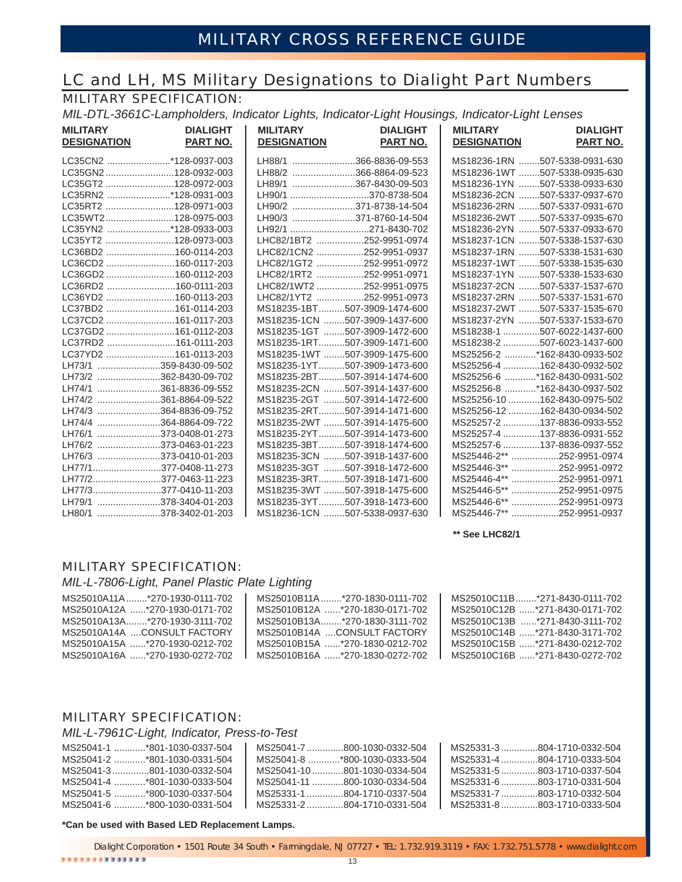# MILITARY CROSS REFERENCE GUIDE

## LC and LH, MS Military Designations to Dialight Part Numbers

### MILITARY SPECIFICATION:

*MIL-DTL-3661C-Lampholders, Indicator Lights, Indicator-Light Housings, Indicator-Light Lenses*

| MILITARY DESIGNATION | DIALIGHT PART NO. | MILITARY DESIGNATION | DIALIGHT PART NO. | MILITARY DESIGNATION | DIALIGHT PART NO. |
|---|---|---|---|---|---|
| LC35CN2 | *128-0937-003 | LH88/1 | 366-8836-09-553 | MS18236-1RN | 507-5338-0931-630 |
| LC35GN2 | 128-0932-003 | LH88/2 | 366-8864-09-523 | MS18236-1WT | 507-5338-0935-630 |
| LC35GT2 | 128-0972-003 | LH89/1 | 367-8430-09-503 | MS18236-1YN | 507-5338-0933-630 |
| LC35RN2 | *128-0931-003 | LH90/1 | 370-8738-504 | MS18236-2CN | 507-5337-0937-670 |
| LC35RT2 | 128-0971-003 | LH90/2 | 371-8738-14-504 | MS18236-2RN | 507-5337-0931-670 |
| LC35WT2 | 128-0975-003 | LH90/3 | 371-8760-14-504 | MS18236-2WT | 507-5337-0935-670 |
| LC35YN2 | *128-0933-003 | LH92/1 | 271-8430-702 | MS18236-2YN | 507-5337-0933-670 |
| LC35YT2 | 128-0973-003 | LHC82/1BT2 | 252-9951-0974 | MS18237-1CN | 507-5338-1537-630 |
| LC36BD2 | 160-0114-203 | LHC82/1CN2 | 252-9951-0937 | MS18237-1RN | 507-5338-1531-630 |
| LC36CD2 | 160-0117-203 | LHC82/1GT2 | 252-9951-0972 | MS18237-1WT | 507-5338-1535-630 |
| LC36GD2 | 160-0112-203 | LHC82/1RT2 | 252-9951-0971 | MS18237-1YN | 507-5338-1533-630 |
| LC36RD2 | 160-0111-203 | LHC82/1WT2 | 252-9951-0975 | MS18237-2CN | 507-5337-1537-670 |
| LC36YD2 | 160-0113-203 | LHC82/1YT2 | 252-9951-0973 | MS18237-2RN | 507-5337-1531-670 |
| LC37BD2 | 161-0114-203 | MS18235-1BT | 507-3909-1474-600 | MS18237-2WT | 507-5337-1535-670 |
| LC37CD2 | 161-0117-203 | MS18235-1CN | 507-3909-1437-600 | MS18237-2YN | 507-5337-1533-670 |
| LC37GD2 | 161-0112-203 | MS18235-1GT | 507-3909-1472-600 | MS18238-1 | 507-6022-1437-600 |
| LC37RD2 | 161-0111-203 | MS18235-1RT | 507-3909-1471-600 | MS18238-2 | 507-6023-1437-600 |
| LC37YD2 | 161-0113-203 | MS18235-1WT | 507-3909-1475-600 | MS25256-2 | *162-8430-0933-502 |
| LH73/1 | 359-8430-09-502 | MS18235-1YT | 507-3909-1473-600 | MS25256-4 | 162-8430-0932-502 |
| LH73/2 | 362-8430-09-702 | MS18235-2BT | 507-3914-1474-600 | MS25256-6 | *162-8430-0931-502 |
| LH74/1 | 361-8836-09-552 | MS18235-2CN | 507-3914-1437-600 | MS25256-8 | *162-8430-0937-502 |
| LH74/2 | 361-8864-09-522 | MS18235-2GT | 507-3914-1472-600 | MS25256-10 | 162-8430-0975-502 |
| LH74/3 | 364-8836-09-752 | MS18235-2RT | 507-3914-1471-600 | MS25256-12 | 162-8430-0934-502 |
| LH74/4 | 364-8864-09-722 | MS18235-2WT | 507-3914-1475-600 | MS25257-2 | 137-8836-0933-552 |
| LH76/1 | 373-0408-01-273 | MS18235-2YT | 507-3914-1473-600 | MS25257-4 | 137-8836-0931-552 |
| LH76/2 | 373-0463-01-223 | MS18235-3BT | 507-3918-1474-600 | MS25257-6 | 137-8836-0937-552 |
| LH76/3 | 373-0410-01-203 | MS18235-3CN | 507-3918-1437-600 | MS25446-2** | 252-9951-0974 |
| LH77/1 | 377-0408-11-273 | MS18235-3GT | 507-3918-1472-600 | MS25446-3** | 252-9951-0972 |
| LH77/2 | 377-0463-11-223 | MS18235-3RT | 507-3918-1471-600 | MS25446-4** | 252-9951-0971 |
| LH77/3 | 377-0410-11-203 | MS18235-3WT | 507-3918-1475-600 | MS25446-5** | 252-9951-0975 |
| LH79/1 | 378-3404-01-203 | MS18235-3YT | 507-3918-1473-600 | MS25446-6** | 252-9951-0973 |
| LH80/1 | 378-3402-01-203 | MS18236-1CN | 507-5338-0937-630 | MS25446-7** | 252-9951-0937 |

**\*\* See LHC82/1**

### MILITARY SPECIFICATION:

*MIL-L-7806-Light, Panel Plastic Plate Lighting*

| | | | | | |
|---|---|---|---|---|---|
| MS25010A11A | *270-1930-0111-702 | MS25010B11A | *270-1830-0111-702 | MS25010C11B | *271-8430-0111-702 |
| MS25010A12A | *270-1930-0171-702 | MS25010B12A | *270-1830-0171-702 | MS25010C12B | *271-8430-0171-702 |
| MS25010A13A | *270-1930-3111-702 | MS25010B13A | *270-1830-3111-702 | MS25010C13B | *271-8430-3111-702 |
| MS25010A14A | CONSULT FACTORY | MS25010B14A | CONSULT FACTORY | MS25010C14B | *271-8430-3171-702 |
| MS25010A15A | *270-1930-0212-702 | MS25010B15A | *270-1830-0212-702 | MS25010C15B | *271-8430-0212-702 |
| MS25010A16A | *270-1930-0272-702 | MS25010B16A | *270-1830-0272-702 | MS25010C16B | *271-8430-0272-702 |

### MILITARY SPECIFICATION:

*MIL-L-7961C-Light, Indicator, Press-to-Test*

| | | | | | |
|---|---|---|---|---|---|
| MS25041-1 | *801-1030-0337-504 | MS25041-7 | 800-1030-0332-504 | MS25331-3 | 804-1710-0332-504 |
| MS25041-2 | *801-1030-0331-504 | MS25041-8 | *800-1030-0333-504 | MS25331-4 | 804-1710-0333-504 |
| MS25041-3 | 801-1030-0332-504 | MS25041-10 | 801-1030-0334-504 | MS25331-5 | 803-1710-0337-504 |
| MS25041-4 | *801-1030-0333-504 | MS25041-11 | 800-1030-0334-504 | MS25331-6 | 803-1710-0331-504 |
| MS25041-5 | *800-1030-0337-504 | MS25331-1 | 804-1710-0337-504 | MS25331-7 | 803-1710-0332-504 |
| MS25041-6 | *800-1030-0331-504 | MS25331-2 | 804-1710-0331-504 | MS25331-8 | 803-1710-0333-504 |

**\*Can be used with Based LED Replacement Lamps.**

*Dialight Corporation • 1501 Route 34 South • Farmingdale, NJ 07727 • TEL: 1.732.919.3119 • FAX: 1.732.751.5778 • www.dialight.com*